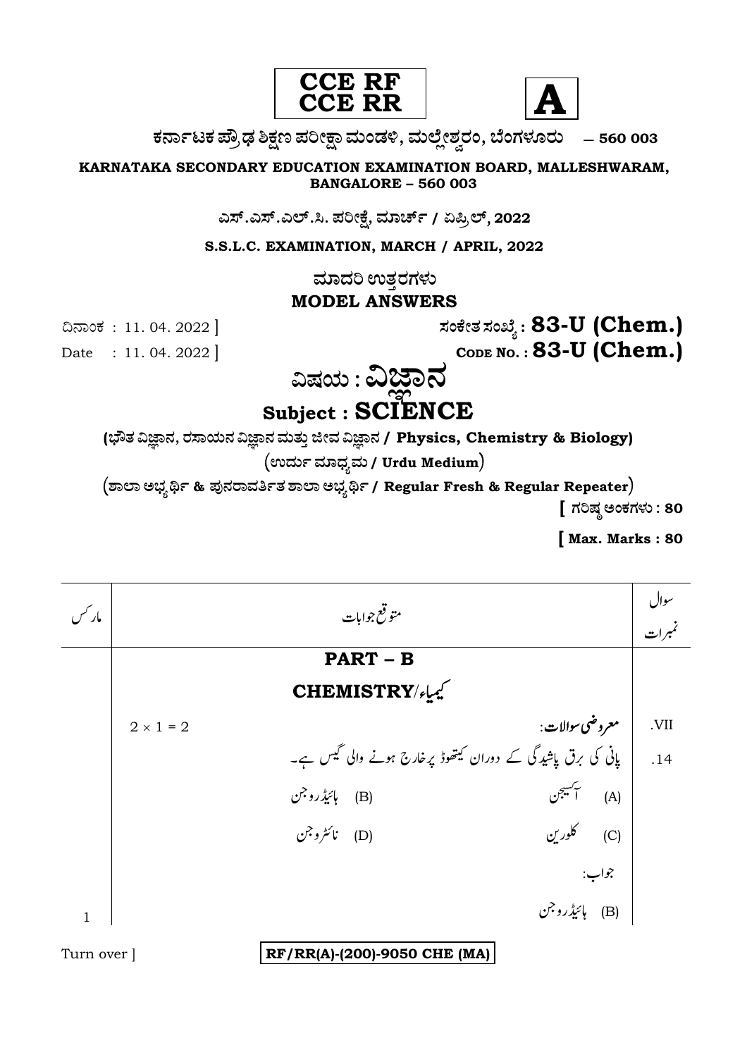**CCE RF**
**CCE RR**

**A**

**ಕರ್ನಾಟಕ ಪ್ರೌಢ ಶಿಕ್ಷಣ ಪರೀಕ್ಷಾ ಮಂಡಳಿ, ಮಲ್ಲೇಶ್ವರಂ, ಬೆಂಗಳೂರು — 560 003**

**KARNATAKA SECONDARY EDUCATION EXAMINATION BOARD, MALLESHWARAM, BANGALORE – 560 003**

**ಎಸ್.ಎಸ್.ಎಲ್.ಸಿ. ಪರೀಕ್ಷೆ, ಮಾರ್ಚ್ / ಏಪ್ರಿಲ್, 2022**

**S.S.L.C. EXAMINATION, MARCH / APRIL, 2022**

**ಮಾದರಿ ಉತ್ತರಗಳು**

**MODEL ANSWERS**

ದಿನಾಂಕ : 11. 04. 2022 ]

Date : 11. 04. 2022 ]

**ಸಂಕೇತ ಸಂಖ್ಯೆ : 83-U (Chem.)**

**CODE NO. : 83-U (Chem.)**

# ವಿಷಯ : ವಿಜ್ಞಾನ

# Subject : SCIENCE

**(ಭೌತ ವಿಜ್ಞಾನ, ರಸಾಯನ ವಿಜ್ಞಾನ ಮತ್ತು ಜೀವ ವಿಜ್ಞಾನ / Physics, Chemistry & Biology)**

**(ಉರ್ದು ಮಾಧ್ಯಮ / Urdu Medium)**

**(ಶಾಲಾ ಅಭ್ಯರ್ಥಿ & ಪುನರಾವರ್ತಿತ ಶಾಲಾ ಅಭ್ಯರ್ಥಿ / Regular Fresh & Regular Repeater)**

**[ ಗರಿಷ್ಠ ಅಂಕಗಳು : 80**

**[ Max. Marks : 80**

| سوال نمبرات | متوقع جوابات | مارکس |
|---|---|---|
| | **PART – B** | |
| | **CHEMISTRY/کیمیاء** | |
| .VII | **معروضی سوالات:** $2 \times 1 = 2$ | |
| .14 | پانی کی برق پاشیدگی کے دوران کیتھوڈ پر خارج ہونے والی گیس ہے۔ | |
| | (A) آکسیجن (B) ہائیڈروجن | |
| | (C) کلورین (D) نائٹروجن | |
| | جواب: | |
| | (B) ہائیڈروجن | 1 |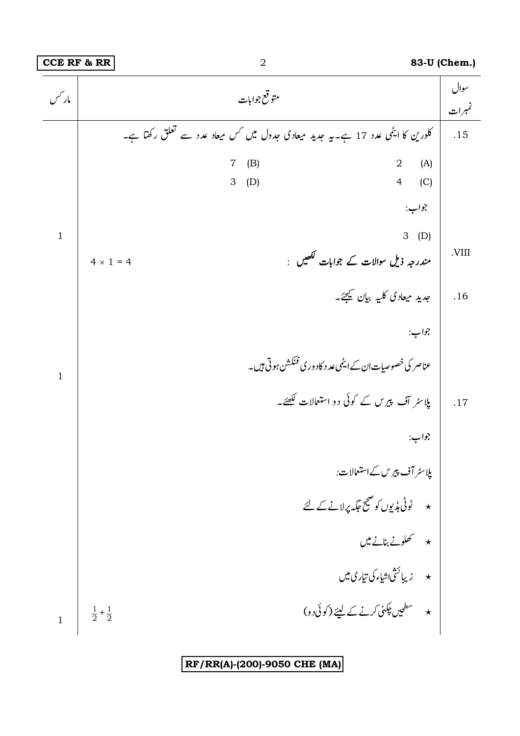| سوال نمبرات | متوقع جوابات | مارکس |
|---|---|---|
| .15 | کلورین کا ایٹمی عدد 17 ہے۔یہ جدید میعادی جدول میں کس میعاد عدد سے تعلق رکھتا ہے۔ | |
| | (A) 2 &nbsp;&nbsp;&nbsp; (B) 7 | |
| | (C) 4 &nbsp;&nbsp;&nbsp; (D) 3 | |
| | جواب: | |
| | (D) 3 | 1 |
| .VIII | **مندرجہ ذیل سوالات کے جوابات لکھیں :** | $4 \times 1 = 4$ |
| .16 | جدید میعادی کلیہ بیان کیجئے۔ | |
| | جواب: | |
| | عناصر کی خصوصیات ان کے ایٹمی عدد کا دوری فنکشن ہوتی ہیں۔ | 1 |
| .17 | پلاسٹر آف پیرس کے کوئی دو استعمالات لکھئے۔ | |
| | جواب: | |
| | پلاسٹر آف پیرس کے استعمالات: | |
| | ★ ٹوٹی ہڈیوں کو صحیح جگہ پر لانے کے لئے | |
| | ★ کھلونے بنانے میں | |
| | ★ زیبائشی اشیاء کی تیاری میں | |
| | ★ سطحیں چکنی کرنے کے لیئے (کوئی دو) | $\frac{1}{2} + \frac{1}{2}$ &nbsp; 1 |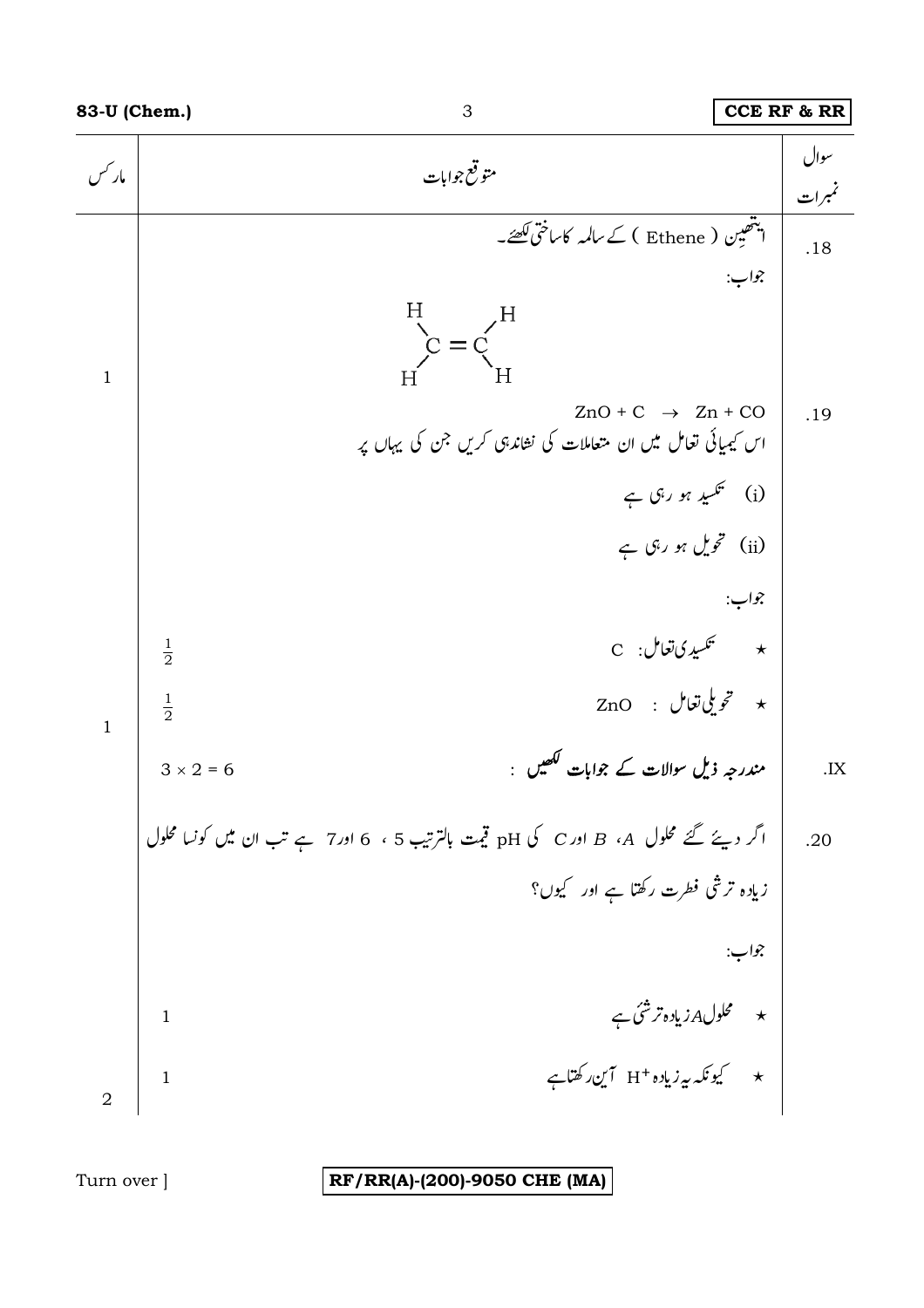| سوال نمبرات | متوقع جوابات | مارکس |
|---|---|---|
| .18 | ایتھین ( Ethene ) کے سالمہ کا ساختی لکھئے۔ | |
| | جواب: $H_2C = CH_2$ (H–C(H)=C(H)–H) | 1 |
| .19 | $ZnO + C \rightarrow Zn + CO$ اس کیمیائی تعامل میں ان متعاملات کی نشاندہی کریں جن کی یہاں پر | |
| | (i) تکسید ہو رہی ہے | |
| | (ii) تحویل ہو رہی ہے | |
| | جواب: | |
| | ★ تکسیدی تعامل: C | $\frac{1}{2}$ |
| | ★ تحویلی تعامل : ZnO | $\frac{1}{2}$ |
| | | 1 |
| .IX | **مندرجہ ذیل سوالات کے جوابات لکھیں :** | $3 \times 2 = 6$ |
| .20 | اگر دیئے گئے محلول *A*، *B* اور *C* کی pH قیمت بالترتیب 5 ، 6 اور 7 ہے تب ان میں کونسا محلول زیادہ ترشی فطرت رکھتا ہے اور کیوں؟ | |
| | جواب: | |
| | ★ محلول *A* زیادہ ترشئی ہے | 1 |
| | ★ کیونکہ یہ زیادہ $H^+$ آین رکھتاہے | 1 |
| | | 2 |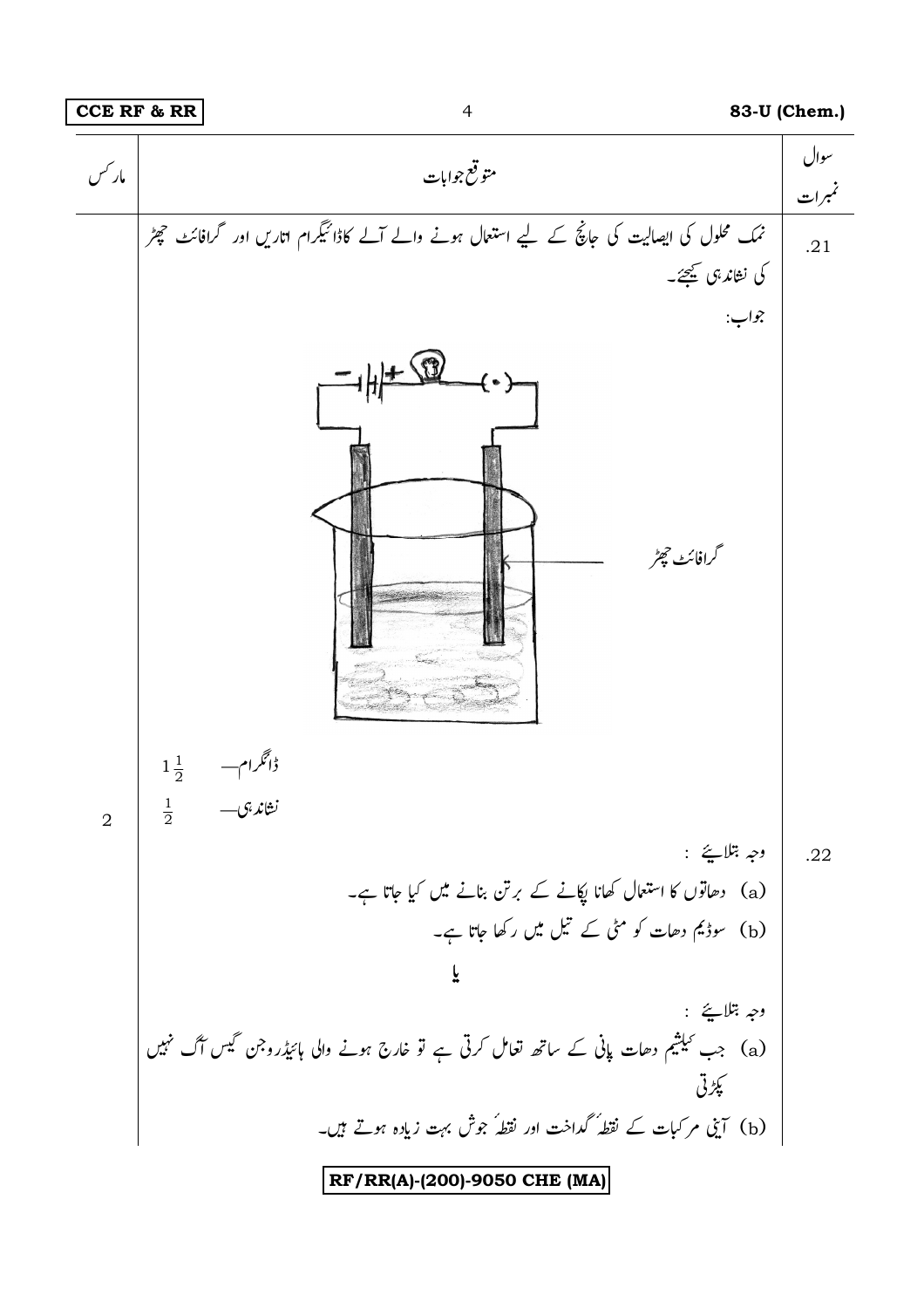| سوال نمبرات | متوقع جوابات | مارکس |
|---|---|---|
| .21 | نمک محلول کی ایصالیت کی جانچ کے لیے استعمال ہونے والے آلے کاڈائیگرام اتاریں اور گرافائٹ چھڑ کی نشاندہی کیجئے۔<br>جواب:<br>گرافائٹ چھڑ<br>ڈائگرام— $1\frac{1}{2}$<br>نشاندہی— $\frac{1}{2}$ | 2 |
| .22 | وجہ بتلایئے :<br>(a) دھاتوں کا استعمال کھانا پکانے کے برتن بنانے میں کیا جاتا ہے۔<br>(b) سوڈیم دھات کو مٹی کے تیل میں رکھا جاتا ہے۔<br>**یا**<br>وجہ بتلایئے :<br>(a) جب کیلشیم دھات پانی کے ساتھ تعامل کرتی ہے تو خارج ہونے والی ہائیڈروجن گیس آگ نہیں پکڑتی<br>(b) آینی مرکبات کے نقطۂ گداخت اور نقطۂ جوش بہت زیادہ ہوتے ہیں۔ | |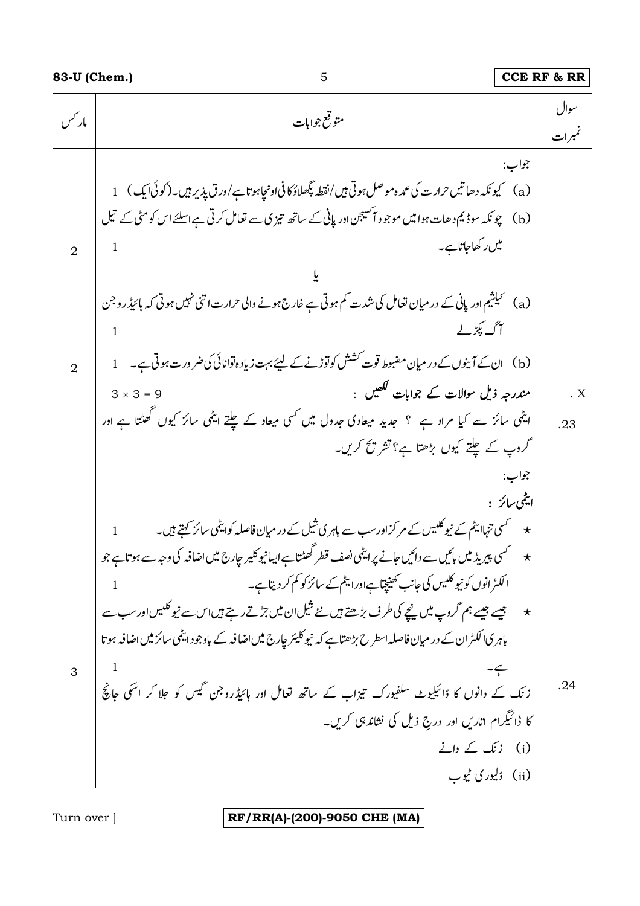| مارکس | متوقع جوابات | سوال نمبرات |
|---|---|---|
| | جواب: | |
| | (a) کیونکہ دھاتیں حرارت کی عمدہ موصل ہوتی ہیں/نقطہ پگھلاؤ کافی اونچا ہوتا ہے/ورق پذیر ہیں۔(کوئی ایک) 1 | |
| 2 | (b) چونکہ سوڈیم دھات ہوا میں موجود آکسیجن اور پانی کے ساتھ تیزی سے تعامل کرتی ہے اسلئے اس کو مٹی کے تیل میں رکھا جاتا ہے۔ 1 | |
| | **یا** | |
| | (a) کیلشیم اور پانی کے درمیان تعامل کی شدت کم ہوتی ہے خارج ہونے والی حرارت اتنی نہیں ہوتی کہ ہائیڈروجن آگ پکڑ لے 1 | |
| 2 | (b) ان کے آینوں کے درمیان مضبوط قوت کشش کو توڑنے کے لیئے بہت زیادہ توانائی کی ضرورت ہوتی ہے۔ 1 | |
| | **مندرجہ ذیل سوالات کے جوابات لکھیں :** $3 \times 3 = 9$ | . X |
| | ایٹمی سائز سے کیا مراد ہے ؟ جدید میعادی جدول میں کسی میعاد کے چلتے ایٹمی سائز کیوں گھٹتا ہے اور گروپ کے چلتے کیوں بڑھتا ہے؟ تشریح کریں۔ | .23 |
| | جواب: | |
| | **ایٹمی سائز :** | |
| | ★ کسی تنہا ایٹم کے نیوکلیس کے مرکز اور سب سے باہری شیل کے درمیان فاصلہ کو ایٹمی سائز کہتے ہیں۔ 1 | |
| | ★ کسی پیریڈ میں بائیں سے دائیں جانے پر ایٹمی نصف قطر گھٹتا ہے ایسا نیوکلیر چارج میں اضافہ کی وجہ سے ہوتا ہے جو الکٹرانوں کو نیوکلیس کی جانب کھینچتا ہے اور ایٹم کے سائز کو کم کر دیتا ہے۔ 1 | |
| 3 | ★ جیسے جیسے ہم گروپ میں نیچے کی طرف بڑھتے ہیں نئے شیل ان میں جڑتے رہتے ہیں اس سے نیوکلیس اور سب سے باہری الکٹر ان کے درمیان فاصلہ اسطرح بڑھتا ہے کہ نیوکلیئر چارج میں اضافہ کے باوجود ایٹمی سائز میں اضافہ ہوتا ہے۔ 1 | |
| | زنک کے دانوں کا ڈائیلیوٹ سلفیورک تیزاب کے ساتھ تعامل اور ہائیڈروجن گیس کو جلا کر اسکی جانچ کا ڈائیگرام اتاریں اور درجِ ذیل کی نشاندہی کریں۔ | .24 |
| | (i) زنک کے دانے | |
| | (ii) ڈلیوری ٹیوب | |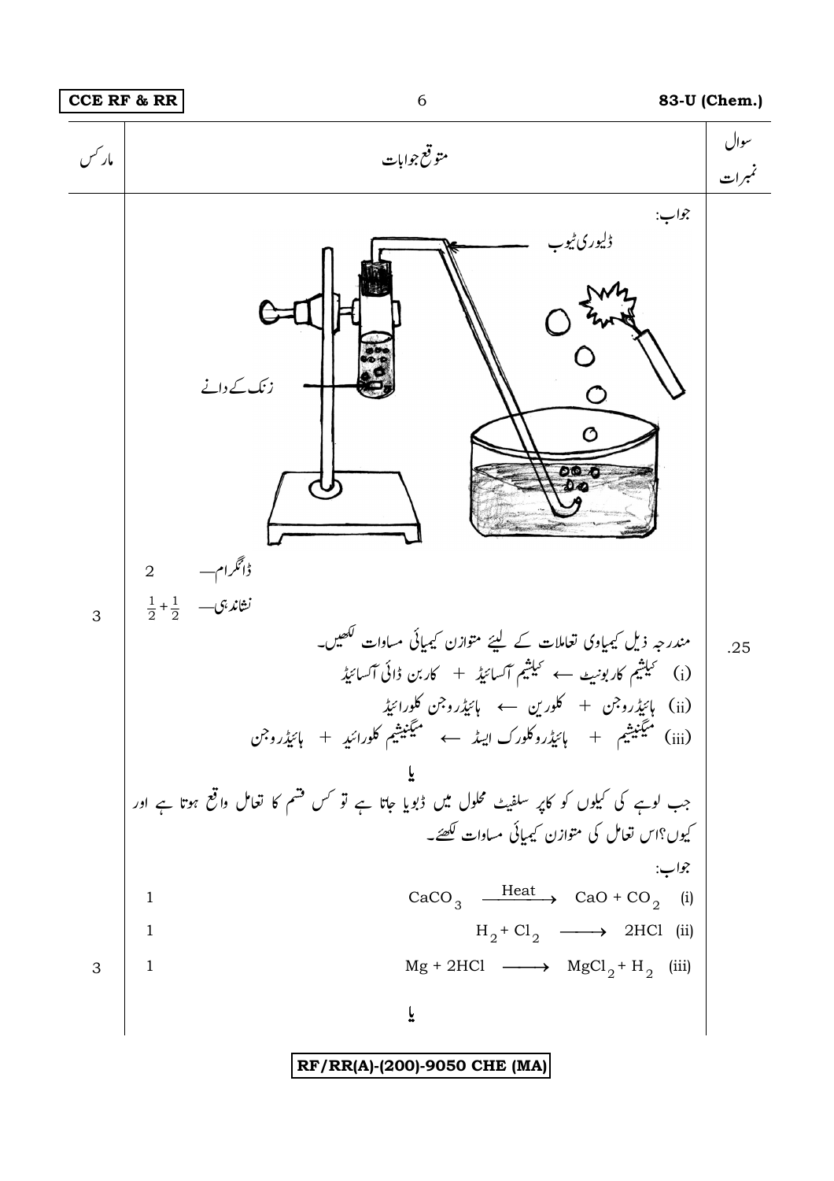| سوال نمبرات | متوقع جوابات | مارکس |
|---|---|---|
| | جواب: (ڈلیوری ٹیوب، زنک کے دانے) | |
| | ڈائگرام— 2 | |
| | نشاندہی— $\frac{1}{2}+\frac{1}{2}$ | 3 |
| .25 | مندرجہ ذیل کیمیاوی تعاملات کے لیئے متوازن کیمیائی مساوات لکھیں۔ | |
| | (i) کیلشیم کاربونیٹ ← کیلشیم آکسائیڈ + کاربن ڈائی آکسائیڈ | |
| | (ii) ہائیڈروجن + کلورین ← ہائیڈروجن کلورائیڈ | |
| | (iii) میگنیشیم + ہائیڈروکلورک ایسڈ ← میگنیشیم کلورائید + ہائیڈروجن | |
| | **یا** | |
| | جب لوہے کی کیلوں کو کاپر سلفیٹ محلول میں ڈبویا جاتا ہے تو کس قسم کا تعامل واقع ہوتا ہے اور کیوں؟اس تعامل کی متوازن کیمیائی مساوات لکھئے۔ | |
| | جواب: | |
| | (i) $CaCO_3 \xrightarrow{Heat} CaO + CO_2$ — 1 | |
| | (ii) $H_2 + Cl_2 \longrightarrow 2HCl$ — 1 | |
| | (iii) $Mg + 2HCl \longrightarrow MgCl_2 + H_2$ — 1 | 3 |
| | **یا** | |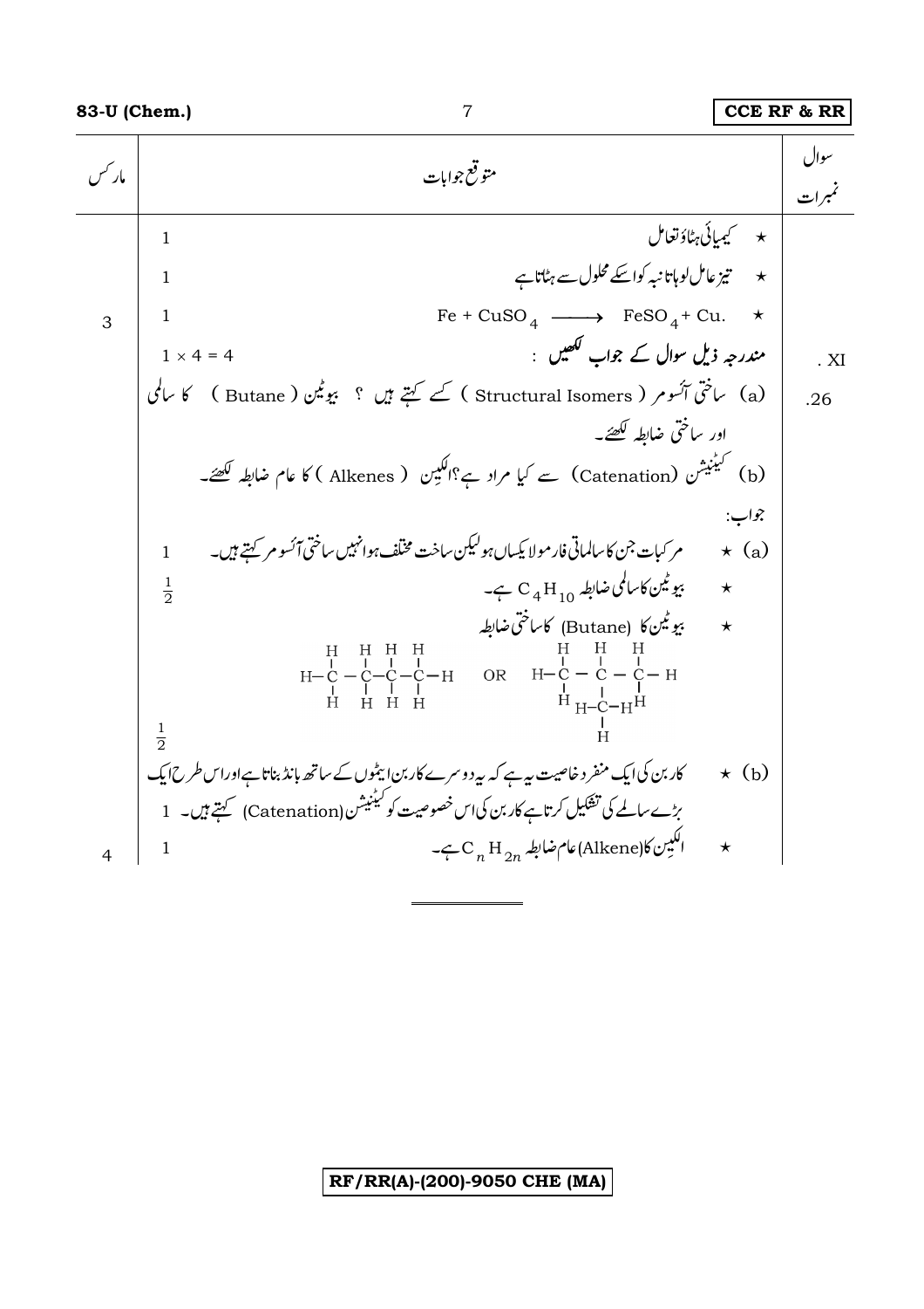| سوال نمبرات | متوقع جوابات | | مارکس |
|---|---|---|---|
| | ★ کیمیائی ہٹاؤ تعامل | 1 | |
| | ★ تیز عامل لوہا تانبہ کو اسکے محلول سے ہٹاتا ہے | 1 | |
| | ★ $Fe + CuSO_4 \longrightarrow FeSO_4 + Cu.$ | 1 | 3 |
| XI. | **مندرجہ ذیل سوال کے جواب لکھیں :** | $1 \times 4 = 4$ | |
| 26. | (a) ساختی آئسومر ( Structural Isomers ) کسے کہتے ہیں ؟ بیوٹین ( Butane ) کا سالمی اور ساختی ضابطہ لکھئے۔ | | |
| | (b) کیٹینیشن (Catenation) سے کیا مراد ہے؟ الکین ( Alkenes ) کا عام ضابطہ لکھئے۔ | | |
| | جواب: | | |
| | (a) ★ مرکبات جن کا سالماتی فارمولا یکساں ہو لیکن ساخت مختلف ہوانہیں ساختی آئسومر کہتے ہیں۔ | 1 | |
| | ★ بیوٹین کا سالمی ضابطہ $C_4H_{10}$ ہے۔ | $\frac{1}{2}$ | |
| | ★ بیوٹین کا (Butane) کا ساختی ضابطہ | | |
| | $H_3C-CH_2-CH_2-CH_3$ (ہر کاربن پر تمام H دکھائے گئے) OR $CH_3-CH(CH_3)-CH_3$ (ہر کاربن پر تمام H دکھائے گئے) | $\frac{1}{2}$ | |
| | (b) ★ کاربن کی ایک منفرد خاصیت یہ ہے کہ یہ دوسرے کاربن ایٹموں کے ساتھ بانڈ بناتا ہے اور اس طرح ایک بڑے سالمے کی تشکیل کرتا ہے کاربن کی اس خصوصیت کو کیٹینیشن (Catenation) کہتے ہیں۔ | 1 | |
| | ★ الکِین کا (Alkene) عام ضابطہ $C_nH_{2n}$ ہے۔ | 1 | 4 |